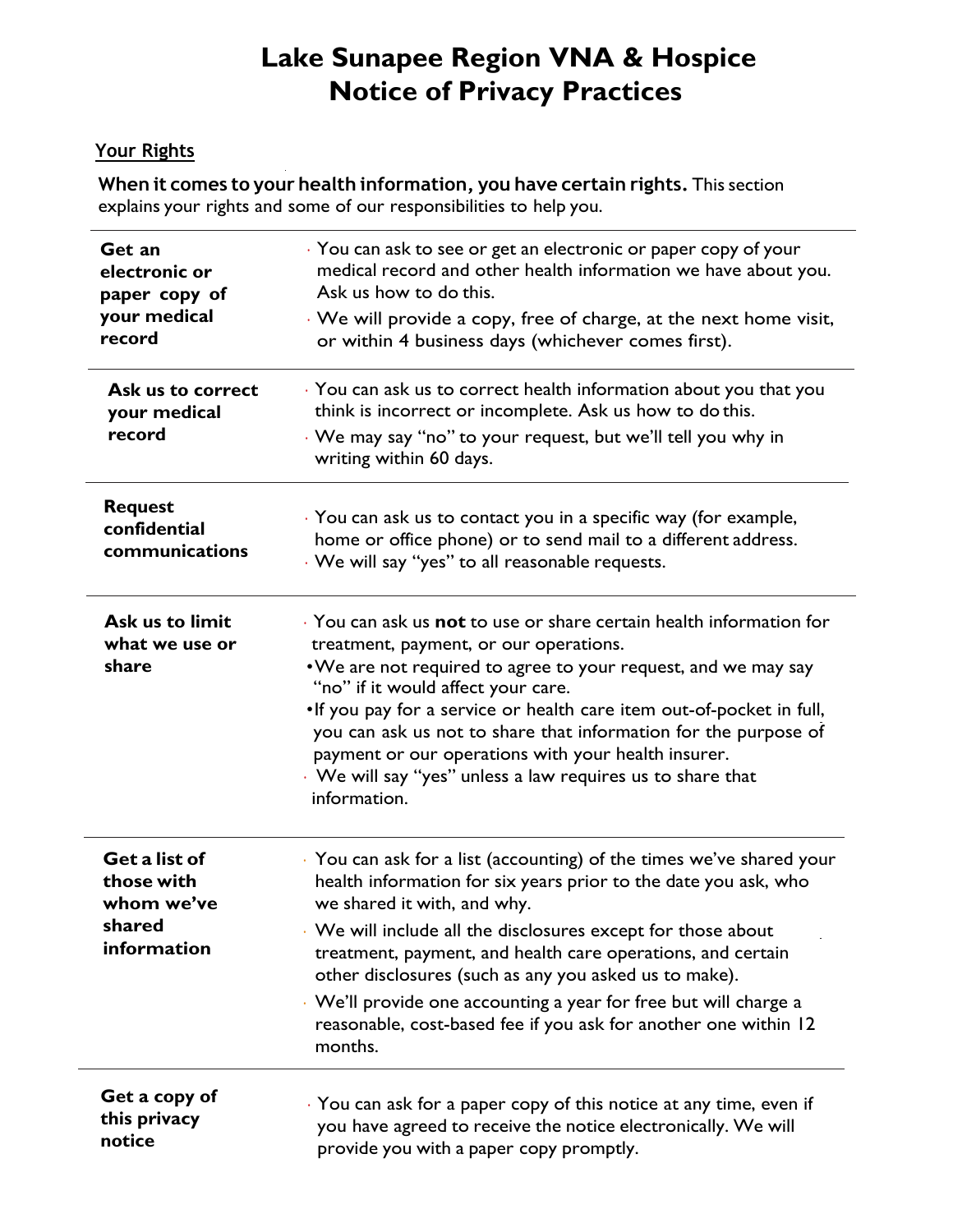# Lake Sunapee Region VNA & Hospice
# Notice of Privacy Practices

## Your Rights

**When it comes to your health information, you have certain rights.** This section explains your rights and some of our responsibilities to help you.

| | |
|---|---|
| **Get an electronic or paper copy of your medical record** | · You can ask to see or get an electronic or paper copy of your medical record and other health information we have about you. Ask us how to do this.<br>· We will provide a copy, free of charge, at the next home visit, or within 4 business days (whichever comes first). |
| **Ask us to correct your medical record** | · You can ask us to correct health information about you that you think is incorrect or incomplete. Ask us how to do this.<br>· We may say "no" to your request, but we'll tell you why in writing within 60 days. |
| **Request confidential communications** | · You can ask us to contact you in a specific way (for example, home or office phone) or to send mail to a different address.<br>· We will say "yes" to all reasonable requests. |
| **Ask us to limit what we use or share** | · You can ask us **not** to use or share certain health information for treatment, payment, or our operations.<br>• We are not required to agree to your request, and we may say "no" if it would affect your care.<br>• If you pay for a service or health care item out-of-pocket in full, you can ask us not to share that information for the purpose of payment or our operations with your health insurer.<br>· We will say "yes" unless a law requires us to share that information. |
| **Get a list of those with whom we've shared information** | · You can ask for a list (accounting) of the times we've shared your health information for six years prior to the date you ask, who we shared it with, and why.<br>· We will include all the disclosures except for those about treatment, payment, and health care operations, and certain other disclosures (such as any you asked us to make).<br>· We'll provide one accounting a year for free but will charge a reasonable, cost-based fee if you ask for another one within 12 months. |
| **Get a copy of this privacy notice** | · You can ask for a paper copy of this notice at any time, even if you have agreed to receive the notice electronically. We will provide you with a paper copy promptly. |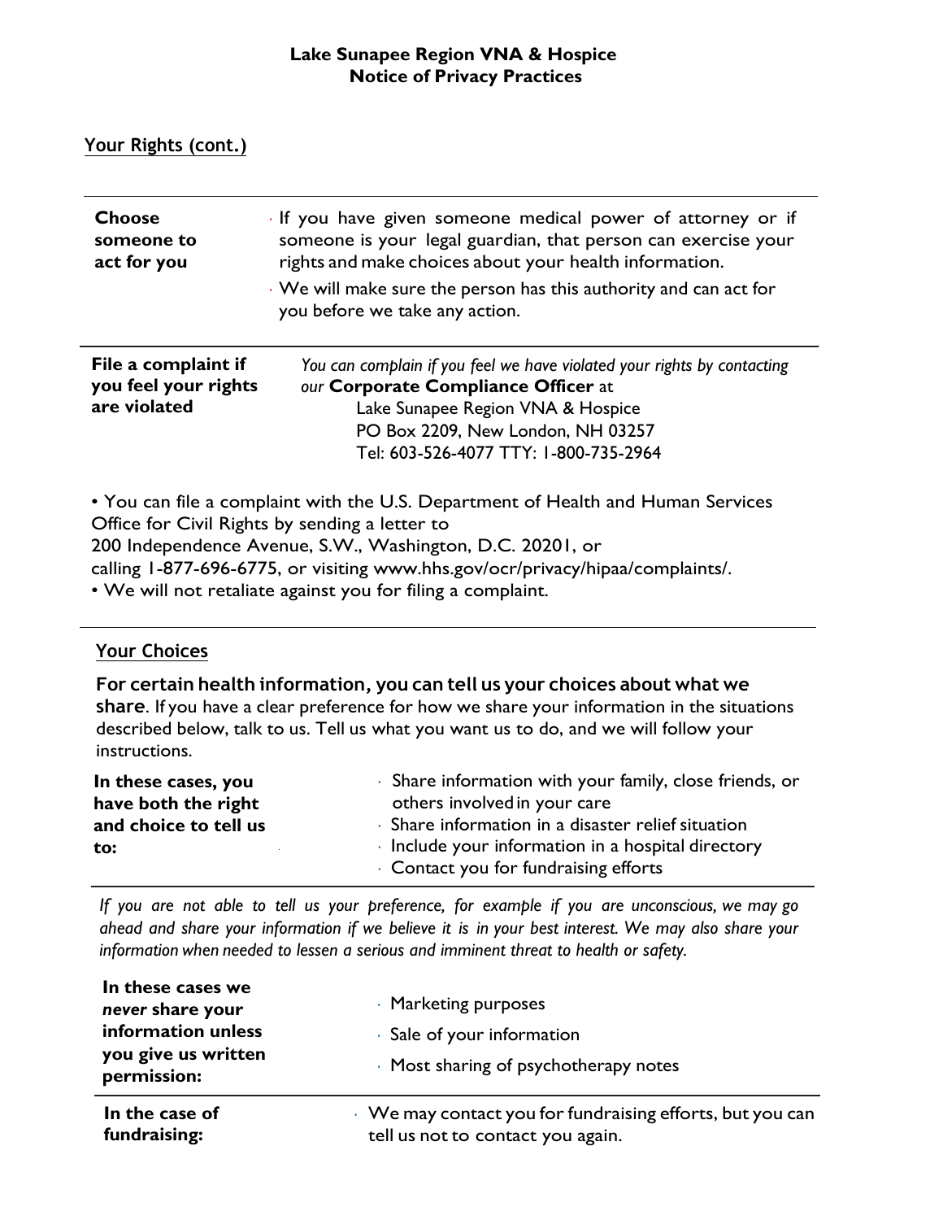**Lake Sunapee Region VNA & Hospice**
**Notice of Privacy Practices**

## Your Rights (cont.)

| | |
|---|---|
| **Choose someone to act for you** | • If you have given someone medical power of attorney or if someone is your legal guardian, that person can exercise your rights and make choices about your health information.<br>• We will make sure the person has this authority and can act for you before we take any action. |
| **File a complaint if you feel your rights are violated** | *You can complain if you feel we have violated your rights by contacting our* **Corporate Compliance Officer** at<br>Lake Sunapee Region VNA & Hospice<br>PO Box 2209, New London, NH 03257<br>Tel: 603-526-4077 TTY: 1-800-735-2964 |

• You can file a complaint with the U.S. Department of Health and Human Services Office for Civil Rights by sending a letter to 200 Independence Avenue, S.W., Washington, D.C. 20201, or calling 1-877-696-6775, or visiting www.hhs.gov/ocr/privacy/hipaa/complaints/.
• We will not retaliate against you for filing a complaint.

## Your Choices

**For certain health information, you can tell us your choices about what we share**. If you have a clear preference for how we share your information in the situations described below, talk to us. Tell us what you want us to do, and we will follow your instructions.

| | |
|---|---|
| **In these cases, you have both the right and choice to tell us to:** | • Share information with your family, close friends, or others involved in your care<br>• Share information in a disaster relief situation<br>• Include your information in a hospital directory<br>• Contact you for fundraising efforts |

*If you are not able to tell us your preference, for example if you are unconscious, we may go ahead and share your information if we believe it is in your best interest. We may also share your information when needed to lessen a serious and imminent threat to health or safety.*

| | |
|---|---|
| **In these cases we *never* share your information unless you give us written permission:** | • Marketing purposes<br>• Sale of your information<br>• Most sharing of psychotherapy notes |
| **In the case of fundraising:** | • We may contact you for fundraising efforts, but you can tell us not to contact you again. |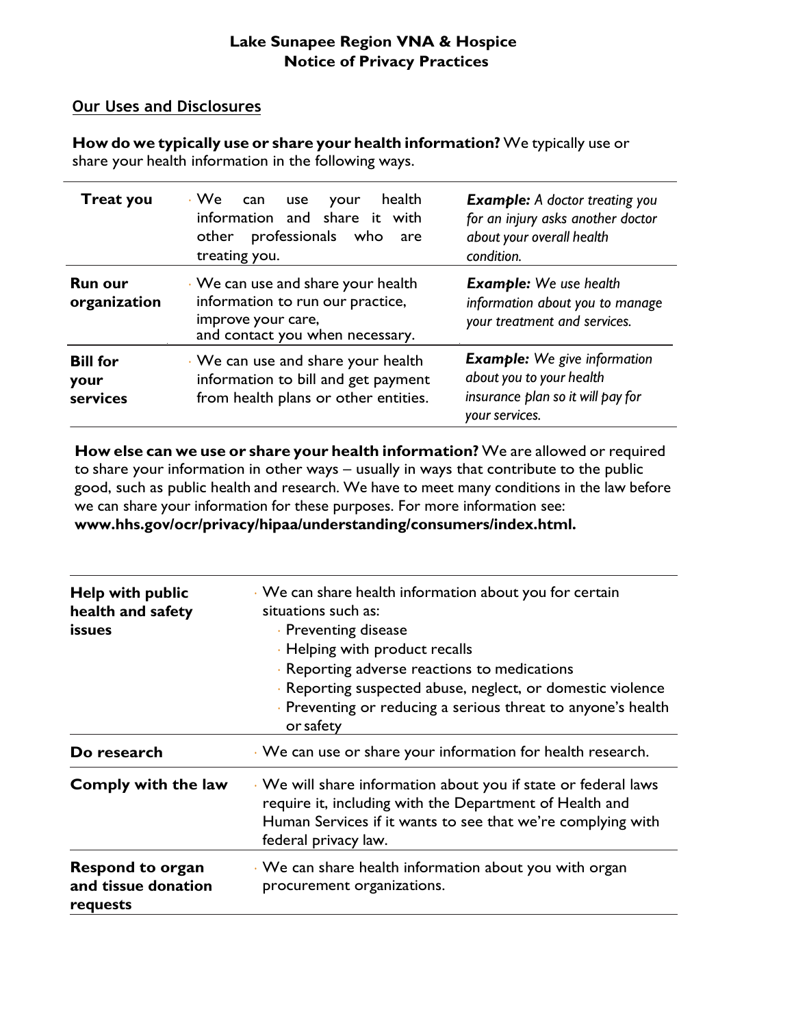**Lake Sunapee Region VNA & Hospice**
**Notice of Privacy Practices**

## Our Uses and Disclosures

**How do we typically use or share your health information?** We typically use or share your health information in the following ways.

| | | |
|---|---|---|
| **Treat you** | · We can use your health information and share it with other professionals who are treating you. | ***Example:*** *A doctor treating you for an injury asks another doctor about your overall health condition.* |
| **Run our organization** | · We can use and share your health information to run our practice, improve your care, and contact you when necessary. | ***Example:*** *We use health information about you to manage your treatment and services.* |
| **Bill for your services** | · We can use and share your health information to bill and get payment from health plans or other entities. | ***Example:*** *We give information about you to your health insurance plan so it will pay for your services.* |

**How else can we use or share your health information?** We are allowed or required to share your information in other ways – usually in ways that contribute to the public good, such as public health and research. We have to meet many conditions in the law before we can share your information for these purposes. For more information see: **www.hhs.gov/ocr/privacy/hipaa/understanding/consumers/index.html.**

| | |
|---|---|
| **Help with public health and safety issues** | · We can share health information about you for certain situations such as:<br>· Preventing disease<br>· Helping with product recalls<br>· Reporting adverse reactions to medications<br>· Reporting suspected abuse, neglect, or domestic violence<br>· Preventing or reducing a serious threat to anyone's health or safety |
| **Do research** | · We can use or share your information for health research. |
| **Comply with the law** | · We will share information about you if state or federal laws require it, including with the Department of Health and Human Services if it wants to see that we're complying with federal privacy law. |
| **Respond to organ and tissue donation requests** | · We can share health information about you with organ procurement organizations. |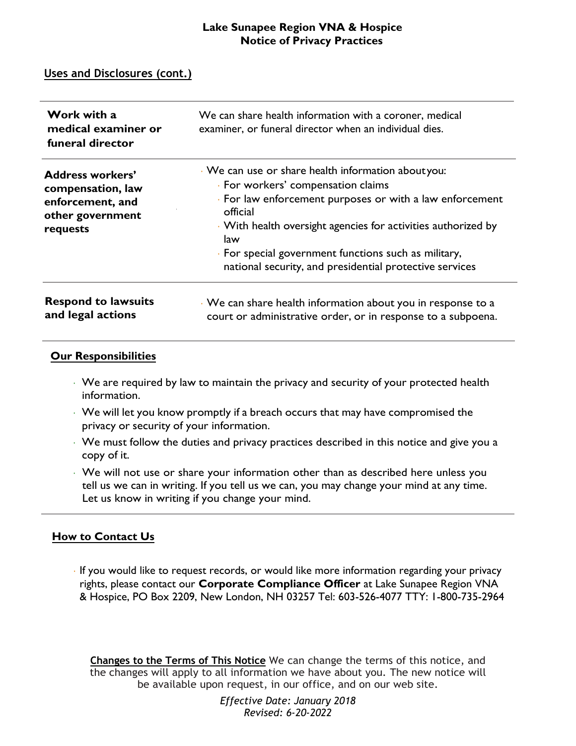**Lake Sunapee Region VNA & Hospice**
**Notice of Privacy Practices**

## Uses and Disclosures (cont.)

| | |
|---|---|
| **Work with a medical examiner or funeral director** | We can share health information with a coroner, medical examiner, or funeral director when an individual dies. |
| **Address workers' compensation, law enforcement, and other government requests** | · We can use or share health information about you:<br>· For workers' compensation claims<br>· For law enforcement purposes or with a law enforcement official<br>· With health oversight agencies for activities authorized by law<br>· For special government functions such as military, national security, and presidential protective services |
| **Respond to lawsuits and legal actions** | · We can share health information about you in response to a court or administrative order, or in response to a subpoena. |

## Our Responsibilities

- We are required by law to maintain the privacy and security of your protected health information.
- We will let you know promptly if a breach occurs that may have compromised the privacy or security of your information.
- We must follow the duties and privacy practices described in this notice and give you a copy of it.
- We will not use or share your information other than as described here unless you tell us we can in writing. If you tell us we can, you may change your mind at any time. Let us know in writing if you change your mind.

## How to Contact Us

- If you would like to request records, or would like more information regarding your privacy rights, please contact our **Corporate Compliance Officer** at Lake Sunapee Region VNA & Hospice, PO Box 2209, New London, NH 03257 Tel: 603-526-4077 TTY: 1-800-735-2964

**Changes to the Terms of This Notice** We can change the terms of this notice, and the changes will apply to all information we have about you. The new notice will be available upon request, in our office, and on our web site.

*Effective Date: January 2018*
*Revised: 6-20-2022*